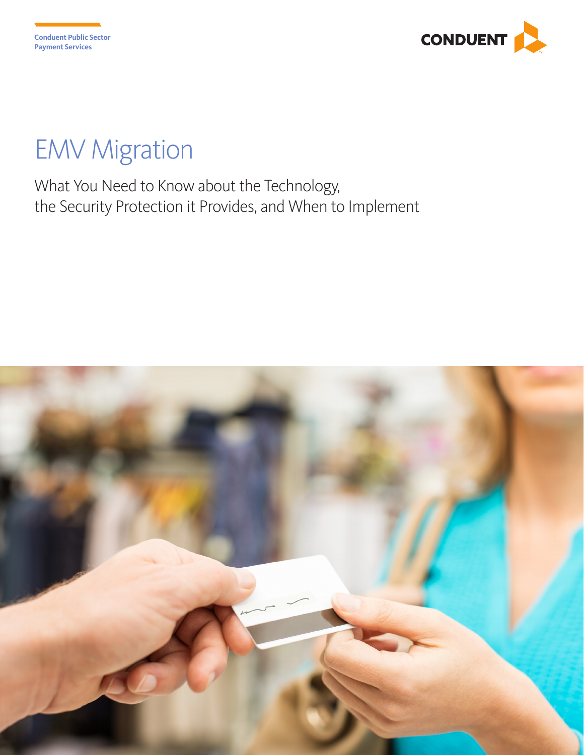Conduent Public Sector
Payment Services

CONDUENT

# EMV Migration

What You Need to Know about the Technology, the Security Protection it Provides, and When to Implement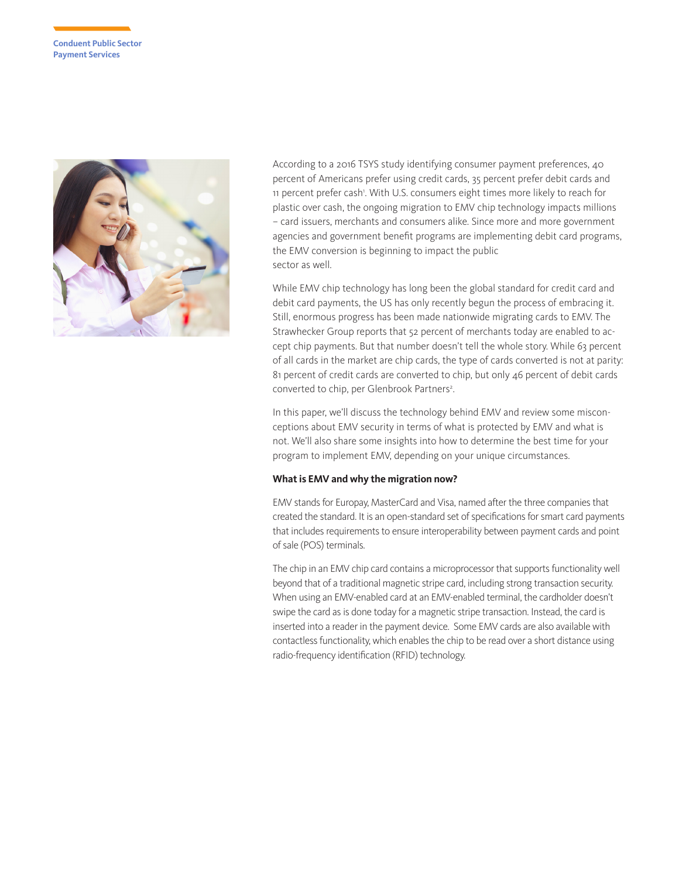According to a 2016 TSYS study identifying consumer payment preferences, 40 percent of Americans prefer using credit cards, 35 percent prefer debit cards and 11 percent prefer cash[1]. With U.S. consumers eight times more likely to reach for plastic over cash, the ongoing migration to EMV chip technology impacts millions – card issuers, merchants and consumers alike. Since more and more government agencies and government benefit programs are implementing debit card programs, the EMV conversion is beginning to impact the public sector as well.

While EMV chip technology has long been the global standard for credit card and debit card payments, the US has only recently begun the process of embracing it. Still, enormous progress has been made nationwide migrating cards to EMV. The Strawhecker Group reports that 52 percent of merchants today are enabled to accept chip payments. But that number doesn't tell the whole story. While 63 percent of all cards in the market are chip cards, the type of cards converted is not at parity: 81 percent of credit cards are converted to chip, but only 46 percent of debit cards converted to chip, per Glenbrook Partners[2].

In this paper, we'll discuss the technology behind EMV and review some misconceptions about EMV security in terms of what is protected by EMV and what is not. We'll also share some insights into how to determine the best time for your program to implement EMV, depending on your unique circumstances.

**What is EMV and why the migration now?**

EMV stands for Europay, MasterCard and Visa, named after the three companies that created the standard. It is an open-standard set of specifications for smart card payments that includes requirements to ensure interoperability between payment cards and point of sale (POS) terminals.

The chip in an EMV chip card contains a microprocessor that supports functionality well beyond that of a traditional magnetic stripe card, including strong transaction security. When using an EMV-enabled card at an EMV-enabled terminal, the cardholder doesn't swipe the card as is done today for a magnetic stripe transaction. Instead, the card is inserted into a reader in the payment device. Some EMV cards are also available with contactless functionality, which enables the chip to be read over a short distance using radio-frequency identification (RFID) technology.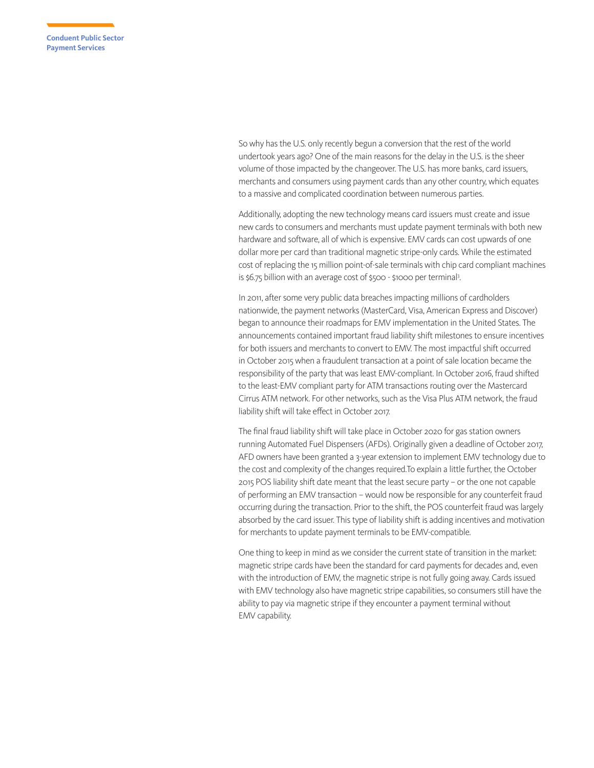So why has the U.S. only recently begun a conversion that the rest of the world undertook years ago? One of the main reasons for the delay in the U.S. is the sheer volume of those impacted by the changeover. The U.S. has more banks, card issuers, merchants and consumers using payment cards than any other country, which equates to a massive and complicated coordination between numerous parties.

Additionally, adopting the new technology means card issuers must create and issue new cards to consumers and merchants must update payment terminals with both new hardware and software, all of which is expensive. EMV cards can cost upwards of one dollar more per card than traditional magnetic stripe-only cards. While the estimated cost of replacing the 15 million point-of-sale terminals with chip card compliant machines is $6.75 billion with an average cost of $500 - $1000 per terminal[3].

In 2011, after some very public data breaches impacting millions of cardholders nationwide, the payment networks (MasterCard, Visa, American Express and Discover) began to announce their roadmaps for EMV implementation in the United States. The announcements contained important fraud liability shift milestones to ensure incentives for both issuers and merchants to convert to EMV. The most impactful shift occurred in October 2015 when a fraudulent transaction at a point of sale location became the responsibility of the party that was least EMV-compliant. In October 2016, fraud shifted to the least-EMV compliant party for ATM transactions routing over the Mastercard Cirrus ATM network. For other networks, such as the Visa Plus ATM network, the fraud liability shift will take effect in October 2017.

The final fraud liability shift will take place in October 2020 for gas station owners running Automated Fuel Dispensers (AFDs). Originally given a deadline of October 2017, AFD owners have been granted a 3-year extension to implement EMV technology due to the cost and complexity of the changes required.To explain a little further, the October 2015 POS liability shift date meant that the least secure party – or the one not capable of performing an EMV transaction – would now be responsible for any counterfeit fraud occurring during the transaction. Prior to the shift, the POS counterfeit fraud was largely absorbed by the card issuer. This type of liability shift is adding incentives and motivation for merchants to update payment terminals to be EMV-compatible.

One thing to keep in mind as we consider the current state of transition in the market: magnetic stripe cards have been the standard for card payments for decades and, even with the introduction of EMV, the magnetic stripe is not fully going away. Cards issued with EMV technology also have magnetic stripe capabilities, so consumers still have the ability to pay via magnetic stripe if they encounter a payment terminal without EMV capability.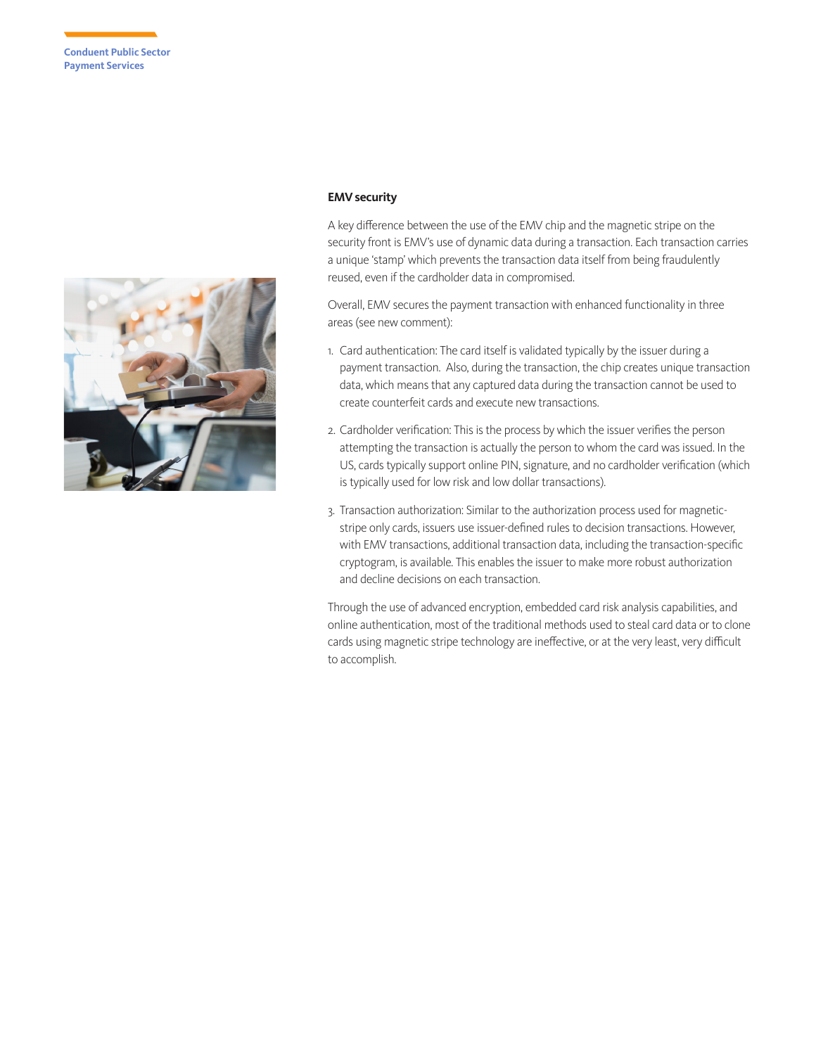### EMV security

A key difference between the use of the EMV chip and the magnetic stripe on the security front is EMV's use of dynamic data during a transaction. Each transaction carries a unique 'stamp' which prevents the transaction data itself from being fraudulently reused, even if the cardholder data in compromised.

Overall, EMV secures the payment transaction with enhanced functionality in three areas (see new comment):

1. Card authentication: The card itself is validated typically by the issuer during a payment transaction. Also, during the transaction, the chip creates unique transaction data, which means that any captured data during the transaction cannot be used to create counterfeit cards and execute new transactions.
2. Cardholder verification: This is the process by which the issuer verifies the person attempting the transaction is actually the person to whom the card was issued. In the US, cards typically support online PIN, signature, and no cardholder verification (which is typically used for low risk and low dollar transactions).
3. Transaction authorization: Similar to the authorization process used for magnetic-stripe only cards, issuers use issuer-defined rules to decision transactions. However, with EMV transactions, additional transaction data, including the transaction-specific cryptogram, is available. This enables the issuer to make more robust authorization and decline decisions on each transaction.

Through the use of advanced encryption, embedded card risk analysis capabilities, and online authentication, most of the traditional methods used to steal card data or to clone cards using magnetic stripe technology are ineffective, or at the very least, very difficult to accomplish.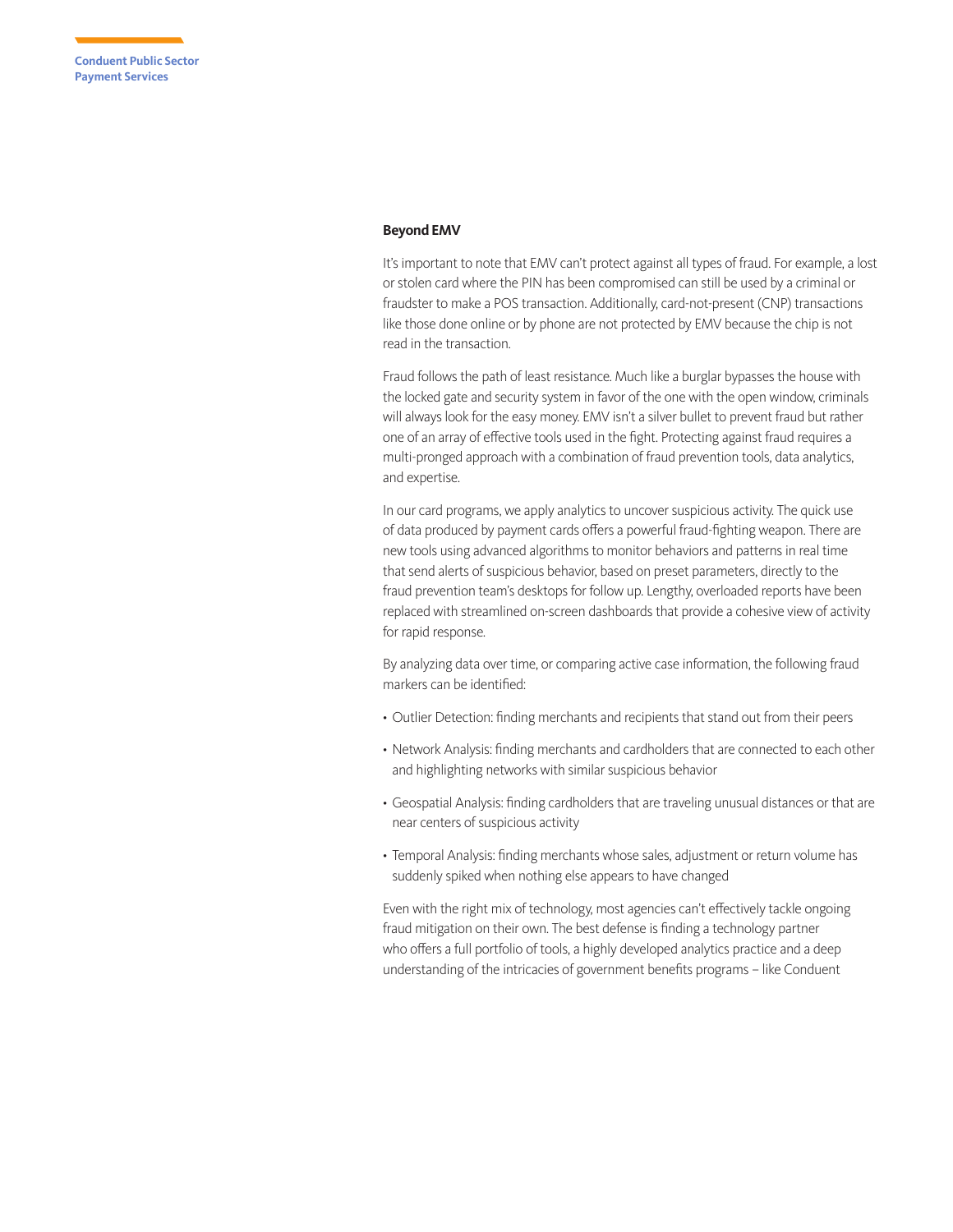## Beyond EMV

It's important to note that EMV can't protect against all types of fraud. For example, a lost or stolen card where the PIN has been compromised can still be used by a criminal or fraudster to make a POS transaction. Additionally, card-not-present (CNP) transactions like those done online or by phone are not protected by EMV because the chip is not read in the transaction.

Fraud follows the path of least resistance. Much like a burglar bypasses the house with the locked gate and security system in favor of the one with the open window, criminals will always look for the easy money. EMV isn't a silver bullet to prevent fraud but rather one of an array of effective tools used in the fight. Protecting against fraud requires a multi-pronged approach with a combination of fraud prevention tools, data analytics, and expertise.

In our card programs, we apply analytics to uncover suspicious activity. The quick use of data produced by payment cards offers a powerful fraud-fighting weapon. There are new tools using advanced algorithms to monitor behaviors and patterns in real time that send alerts of suspicious behavior, based on preset parameters, directly to the fraud prevention team's desktops for follow up. Lengthy, overloaded reports have been replaced with streamlined on-screen dashboards that provide a cohesive view of activity for rapid response.

By analyzing data over time, or comparing active case information, the following fraud markers can be identified:

- Outlier Detection: finding merchants and recipients that stand out from their peers
- Network Analysis: finding merchants and cardholders that are connected to each other and highlighting networks with similar suspicious behavior
- Geospatial Analysis: finding cardholders that are traveling unusual distances or that are near centers of suspicious activity
- Temporal Analysis: finding merchants whose sales, adjustment or return volume has suddenly spiked when nothing else appears to have changed

Even with the right mix of technology, most agencies can't effectively tackle ongoing fraud mitigation on their own. The best defense is finding a technology partner who offers a full portfolio of tools, a highly developed analytics practice and a deep understanding of the intricacies of government benefits programs – like Conduent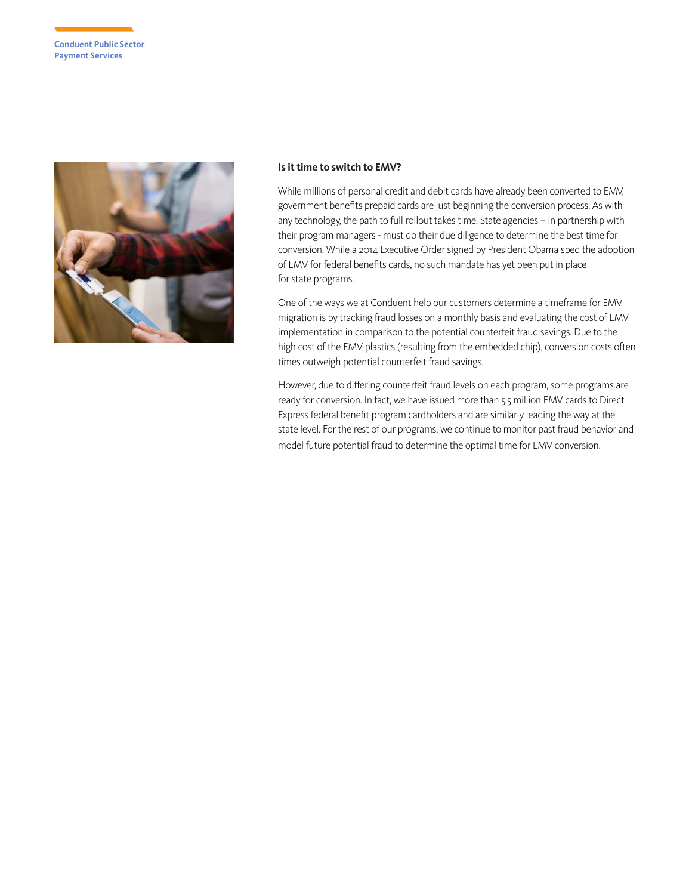## Is it time to switch to EMV?

While millions of personal credit and debit cards have already been converted to EMV, government benefits prepaid cards are just beginning the conversion process. As with any technology, the path to full rollout takes time. State agencies – in partnership with their program managers - must do their due diligence to determine the best time for conversion. While a 2014 Executive Order signed by President Obama sped the adoption of EMV for federal benefits cards, no such mandate has yet been put in place for state programs.

One of the ways we at Conduent help our customers determine a timeframe for EMV migration is by tracking fraud losses on a monthly basis and evaluating the cost of EMV implementation in comparison to the potential counterfeit fraud savings. Due to the high cost of the EMV plastics (resulting from the embedded chip), conversion costs often times outweigh potential counterfeit fraud savings.

However, due to differing counterfeit fraud levels on each program, some programs are ready for conversion. In fact, we have issued more than 5.5 million EMV cards to Direct Express federal benefit program cardholders and are similarly leading the way at the state level. For the rest of our programs, we continue to monitor past fraud behavior and model future potential fraud to determine the optimal time for EMV conversion.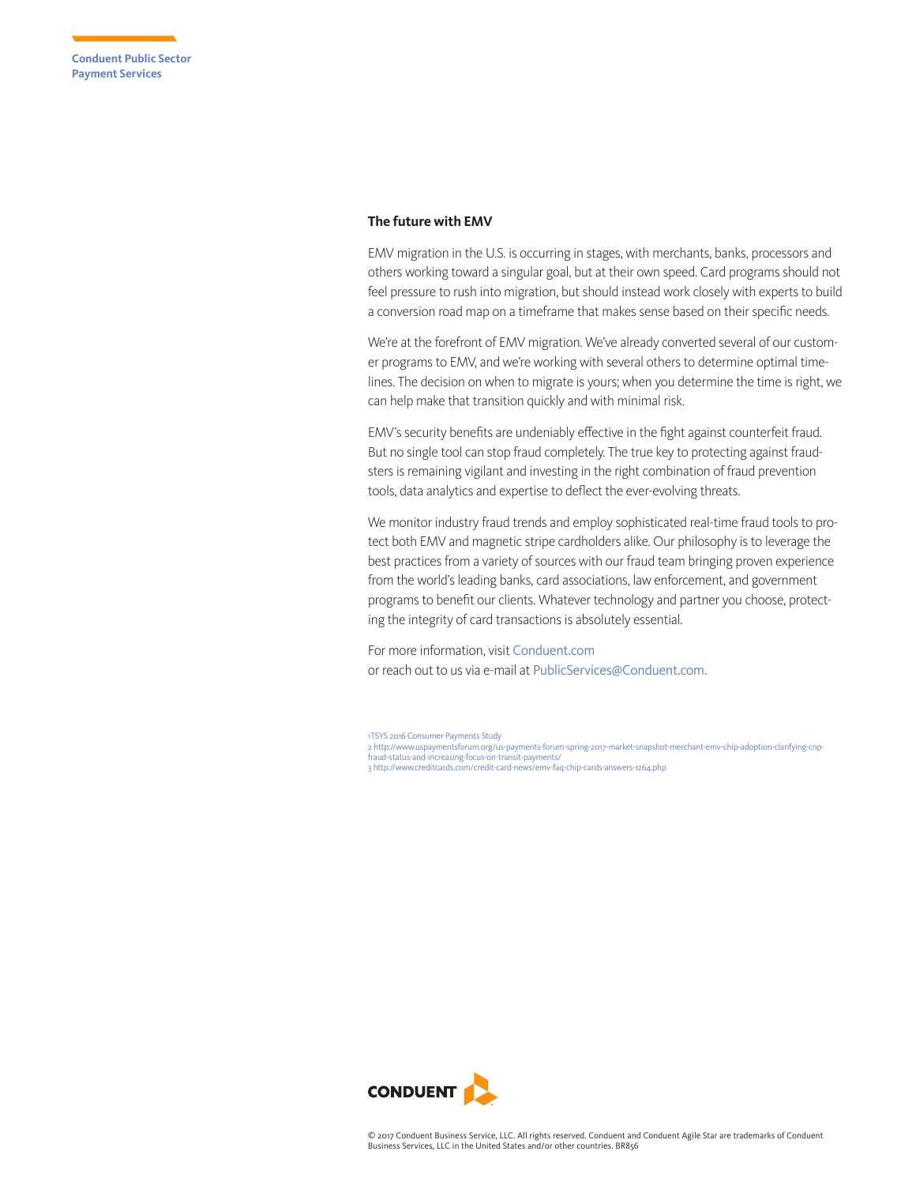## The future with EMV

EMV migration in the U.S. is occurring in stages, with merchants, banks, processors and others working toward a singular goal, but at their own speed. Card programs should not feel pressure to rush into migration, but should instead work closely with experts to build a conversion road map on a timeframe that makes sense based on their specific needs.

We're at the forefront of EMV migration. We've already converted several of our customer programs to EMV, and we're working with several others to determine optimal timelines. The decision on when to migrate is yours; when you determine the time is right, we can help make that transition quickly and with minimal risk.

EMV's security benefits are undeniably effective in the fight against counterfeit fraud. But no single tool can stop fraud completely. The true key to protecting against fraudsters is remaining vigilant and investing in the right combination of fraud prevention tools, data analytics and expertise to deflect the ever-evolving threats.

We monitor industry fraud trends and employ sophisticated real-time fraud tools to protect both EMV and magnetic stripe cardholders alike. Our philosophy is to leverage the best practices from a variety of sources with our fraud team bringing proven experience from the world's leading banks, card associations, law enforcement, and government programs to benefit our clients. Whatever technology and partner you choose, protecting the integrity of card transactions is absolutely essential.

For more information, visit Conduent.com
or reach out to us via e-mail at PublicServices@Conduent.com.

1 TSYS 2016 Consumer Payments Study
2 http://www.uspaymentsforum.org/us-payments-forum-spring-2017-market-snapshot-merchant-emv-chip-adoption-clarifying-cnp-fraud-status-and-increasing-focus-on-transit-payments/
3 http://www.creditcards.com/credit-card-news/emv-faq-chip-cards-answers-1264.php

CONDUENT

© 2017 Conduent Business Service, LLC. All rights reserved. Conduent and Conduent Agile Star are trademarks of Conduent Business Services, LLC in the United States and/or other countries. BR856